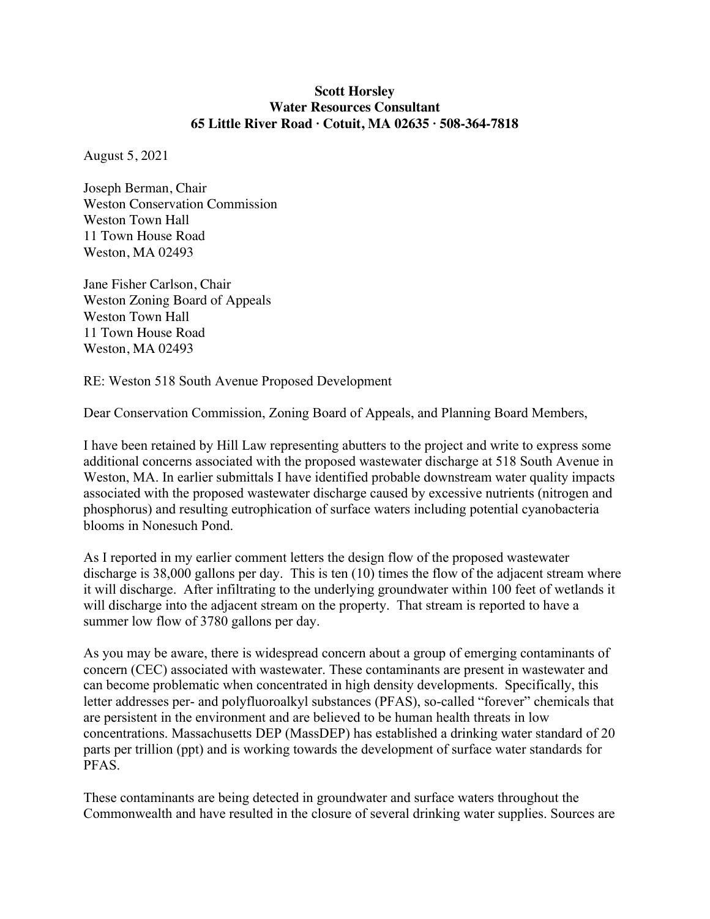**Scott Horsley**
**Water Resources Consultant**
**65 Little River Road · Cotuit, MA 02635 · 508-364-7818**

August 5, 2021

Joseph Berman, Chair
Weston Conservation Commission
Weston Town Hall
11 Town House Road
Weston, MA 02493

Jane Fisher Carlson, Chair
Weston Zoning Board of Appeals
Weston Town Hall
11 Town House Road
Weston, MA 02493

RE: Weston 518 South Avenue Proposed Development

Dear Conservation Commission, Zoning Board of Appeals, and Planning Board Members,

I have been retained by Hill Law representing abutters to the project and write to express some additional concerns associated with the proposed wastewater discharge at 518 South Avenue in Weston, MA. In earlier submittals I have identified probable downstream water quality impacts associated with the proposed wastewater discharge caused by excessive nutrients (nitrogen and phosphorus) and resulting eutrophication of surface waters including potential cyanobacteria blooms in Nonesuch Pond.

As I reported in my earlier comment letters the design flow of the proposed wastewater discharge is 38,000 gallons per day. This is ten (10) times the flow of the adjacent stream where it will discharge. After infiltrating to the underlying groundwater within 100 feet of wetlands it will discharge into the adjacent stream on the property. That stream is reported to have a summer low flow of 3780 gallons per day.

As you may be aware, there is widespread concern about a group of emerging contaminants of concern (CEC) associated with wastewater. These contaminants are present in wastewater and can become problematic when concentrated in high density developments. Specifically, this letter addresses per- and polyfluoroalkyl substances (PFAS), so-called "forever" chemicals that are persistent in the environment and are believed to be human health threats in low concentrations. Massachusetts DEP (MassDEP) has established a drinking water standard of 20 parts per trillion (ppt) and is working towards the development of surface water standards for PFAS.

These contaminants are being detected in groundwater and surface waters throughout the Commonwealth and have resulted in the closure of several drinking water supplies. Sources are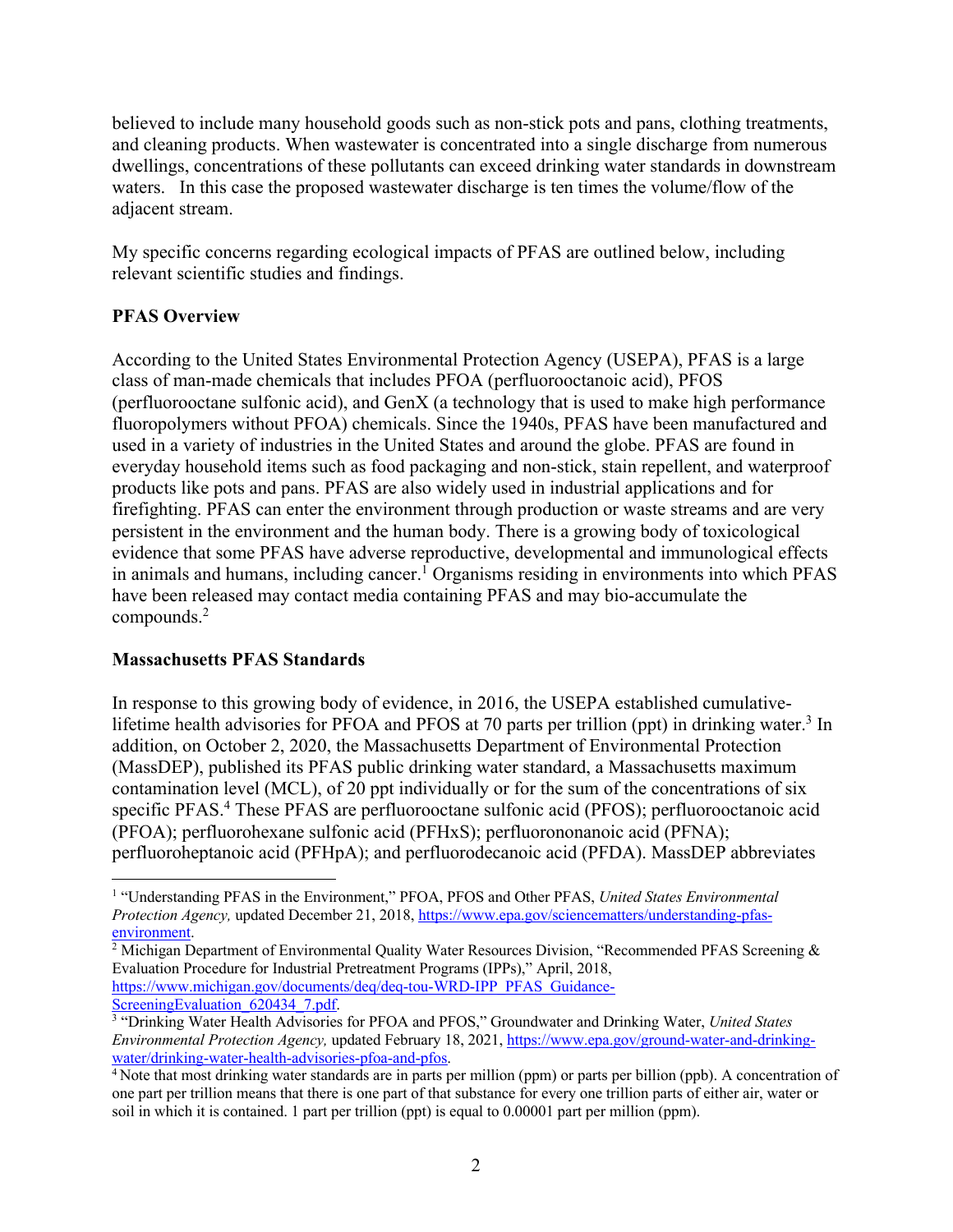believed to include many household goods such as non-stick pots and pans, clothing treatments, and cleaning products. When wastewater is concentrated into a single discharge from numerous dwellings, concentrations of these pollutants can exceed drinking water standards in downstream waters. In this case the proposed wastewater discharge is ten times the volume/flow of the adjacent stream.

My specific concerns regarding ecological impacts of PFAS are outlined below, including relevant scientific studies and findings.

**PFAS Overview**

According to the United States Environmental Protection Agency (USEPA), PFAS is a large class of man-made chemicals that includes PFOA (perfluorooctanoic acid), PFOS (perfluorooctane sulfonic acid), and GenX (a technology that is used to make high performance fluoropolymers without PFOA) chemicals. Since the 1940s, PFAS have been manufactured and used in a variety of industries in the United States and around the globe. PFAS are found in everyday household items such as food packaging and non-stick, stain repellent, and waterproof products like pots and pans. PFAS are also widely used in industrial applications and for firefighting. PFAS can enter the environment through production or waste streams and are very persistent in the environment and the human body. There is a growing body of toxicological evidence that some PFAS have adverse reproductive, developmental and immunological effects in animals and humans, including cancer.[1] Organisms residing in environments into which PFAS have been released may contact media containing PFAS and may bio-accumulate the compounds.[2]

**Massachusetts PFAS Standards**

In response to this growing body of evidence, in 2016, the USEPA established cumulative-lifetime health advisories for PFOA and PFOS at 70 parts per trillion (ppt) in drinking water.[3] In addition, on October 2, 2020, the Massachusetts Department of Environmental Protection (MassDEP), published its PFAS public drinking water standard, a Massachusetts maximum contamination level (MCL), of 20 ppt individually or for the sum of the concentrations of six specific PFAS.[4] These PFAS are perfluorooctane sulfonic acid (PFOS); perfluorooctanoic acid (PFOA); perfluorohexane sulfonic acid (PFHxS); perfluorononanoic acid (PFNA); perfluoroheptanoic acid (PFHpA); and perfluorodecanoic acid (PFDA). MassDEP abbreviates

---

[1] "Understanding PFAS in the Environment," PFOA, PFOS and Other PFAS, *United States Environmental Protection Agency,* updated December 21, 2018, https://www.epa.gov/sciencematters/understanding-pfas-environment.

[2] Michigan Department of Environmental Quality Water Resources Division, "Recommended PFAS Screening & Evaluation Procedure for Industrial Pretreatment Programs (IPPs)," April, 2018, https://www.michigan.gov/documents/deq/deq-tou-WRD-IPP_PFAS_Guidance-ScreeningEvaluation_620434_7.pdf.

[3] "Drinking Water Health Advisories for PFOA and PFOS," Groundwater and Drinking Water, *United States Environmental Protection Agency,* updated February 18, 2021, https://www.epa.gov/ground-water-and-drinking-water/drinking-water-health-advisories-pfoa-and-pfos.

[4] Note that most drinking water standards are in parts per million (ppm) or parts per billion (ppb). A concentration of one part per trillion means that there is one part of that substance for every one trillion parts of either air, water or soil in which it is contained. 1 part per trillion (ppt) is equal to 0.00001 part per million (ppm).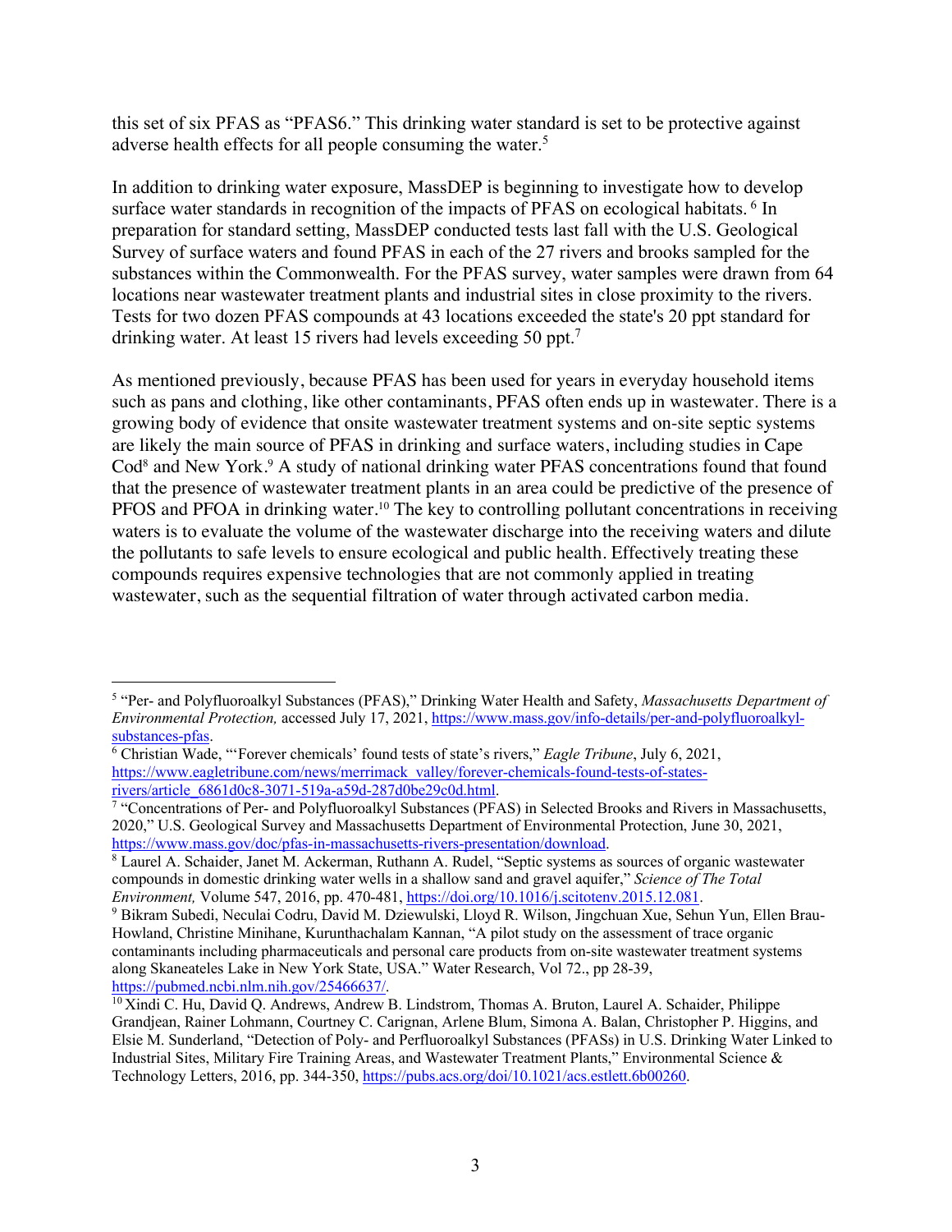this set of six PFAS as "PFAS6." This drinking water standard is set to be protective against adverse health effects for all people consuming the water.[5]

In addition to drinking water exposure, MassDEP is beginning to investigate how to develop surface water standards in recognition of the impacts of PFAS on ecological habitats.[6] In preparation for standard setting, MassDEP conducted tests last fall with the U.S. Geological Survey of surface waters and found PFAS in each of the 27 rivers and brooks sampled for the substances within the Commonwealth. For the PFAS survey, water samples were drawn from 64 locations near wastewater treatment plants and industrial sites in close proximity to the rivers. Tests for two dozen PFAS compounds at 43 locations exceeded the state's 20 ppt standard for drinking water. At least 15 rivers had levels exceeding 50 ppt.[7]

As mentioned previously, because PFAS has been used for years in everyday household items such as pans and clothing, like other contaminants, PFAS often ends up in wastewater. There is a growing body of evidence that onsite wastewater treatment systems and on-site septic systems are likely the main source of PFAS in drinking and surface waters, including studies in Cape Cod[8] and New York.[9] A study of national drinking water PFAS concentrations found that found that the presence of wastewater treatment plants in an area could be predictive of the presence of PFOS and PFOA in drinking water.[10] The key to controlling pollutant concentrations in receiving waters is to evaluate the volume of the wastewater discharge into the receiving waters and dilute the pollutants to safe levels to ensure ecological and public health. Effectively treating these compounds requires expensive technologies that are not commonly applied in treating wastewater, such as the sequential filtration of water through activated carbon media.

---

[5] "Per- and Polyfluoroalkyl Substances (PFAS)," Drinking Water Health and Safety, *Massachusetts Department of Environmental Protection,* accessed July 17, 2021, https://www.mass.gov/info-details/per-and-polyfluoroalkyl-substances-pfas.

[6] Christian Wade, "'Forever chemicals' found tests of state's rivers," *Eagle Tribune*, July 6, 2021, https://www.eagletribune.com/news/merrimack_valley/forever-chemicals-found-tests-of-states-rivers/article_6861d0c8-3071-519a-a59d-287d0be29c0d.html.

[7] "Concentrations of Per- and Polyfluoroalkyl Substances (PFAS) in Selected Brooks and Rivers in Massachusetts, 2020," U.S. Geological Survey and Massachusetts Department of Environmental Protection, June 30, 2021, https://www.mass.gov/doc/pfas-in-massachusetts-rivers-presentation/download.

[8] Laurel A. Schaider, Janet M. Ackerman, Ruthann A. Rudel, "Septic systems as sources of organic wastewater compounds in domestic drinking water wells in a shallow sand and gravel aquifer," *Science of The Total Environment,* Volume 547, 2016, pp. 470-481, https://doi.org/10.1016/j.scitotenv.2015.12.081.

[9] Bikram Subedi, Neculai Codru, David M. Dziewulski, Lloyd R. Wilson, Jingchuan Xue, Sehun Yun, Ellen Brau-Howland, Christine Minihane, Kurunthachalam Kannan, "A pilot study on the assessment of trace organic contaminants including pharmaceuticals and personal care products from on-site wastewater treatment systems along Skaneateles Lake in New York State, USA." Water Research, Vol 72., pp 28-39, https://pubmed.ncbi.nlm.nih.gov/25466637/.

[10] Xindi C. Hu, David Q. Andrews, Andrew B. Lindstrom, Thomas A. Bruton, Laurel A. Schaider, Philippe Grandjean, Rainer Lohmann, Courtney C. Carignan, Arlene Blum, Simona A. Balan, Christopher P. Higgins, and Elsie M. Sunderland, "Detection of Poly- and Perfluoroalkyl Substances (PFASs) in U.S. Drinking Water Linked to Industrial Sites, Military Fire Training Areas, and Wastewater Treatment Plants," Environmental Science & Technology Letters, 2016, pp. 344-350, https://pubs.acs.org/doi/10.1021/acs.estlett.6b00260.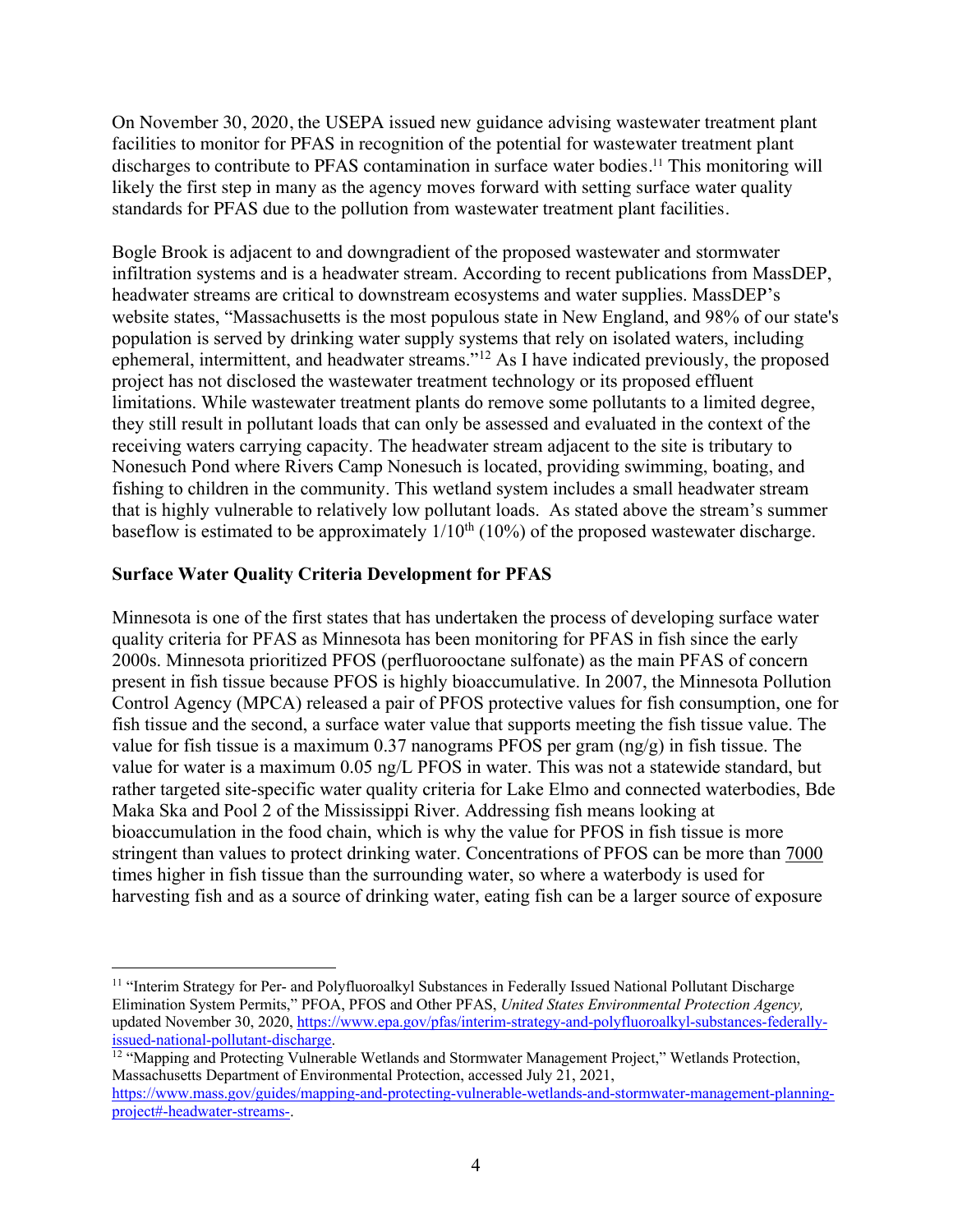On November 30, 2020, the USEPA issued new guidance advising wastewater treatment plant facilities to monitor for PFAS in recognition of the potential for wastewater treatment plant discharges to contribute to PFAS contamination in surface water bodies.[11] This monitoring will likely the first step in many as the agency moves forward with setting surface water quality standards for PFAS due to the pollution from wastewater treatment plant facilities.

Bogle Brook is adjacent to and downgradient of the proposed wastewater and stormwater infiltration systems and is a headwater stream. According to recent publications from MassDEP, headwater streams are critical to downstream ecosystems and water supplies. MassDEP's website states, "Massachusetts is the most populous state in New England, and 98% of our state's population is served by drinking water supply systems that rely on isolated waters, including ephemeral, intermittent, and headwater streams."[12] As I have indicated previously, the proposed project has not disclosed the wastewater treatment technology or its proposed effluent limitations. While wastewater treatment plants do remove some pollutants to a limited degree, they still result in pollutant loads that can only be assessed and evaluated in the context of the receiving waters carrying capacity. The headwater stream adjacent to the site is tributary to Nonesuch Pond where Rivers Camp Nonesuch is located, providing swimming, boating, and fishing to children in the community. This wetland system includes a small headwater stream that is highly vulnerable to relatively low pollutant loads. As stated above the stream's summer baseflow is estimated to be approximately $1/10^{th}$ (10%) of the proposed wastewater discharge.

## Surface Water Quality Criteria Development for PFAS

Minnesota is one of the first states that has undertaken the process of developing surface water quality criteria for PFAS as Minnesota has been monitoring for PFAS in fish since the early 2000s. Minnesota prioritized PFOS (perfluorooctane sulfonate) as the main PFAS of concern present in fish tissue because PFOS is highly bioaccumulative. In 2007, the Minnesota Pollution Control Agency (MPCA) released a pair of PFOS protective values for fish consumption, one for fish tissue and the second, a surface water value that supports meeting the fish tissue value. The value for fish tissue is a maximum 0.37 nanograms PFOS per gram (ng/g) in fish tissue. The value for water is a maximum 0.05 ng/L PFOS in water. This was not a statewide standard, but rather targeted site-specific water quality criteria for Lake Elmo and connected waterbodies, Bde Maka Ska and Pool 2 of the Mississippi River. Addressing fish means looking at bioaccumulation in the food chain, which is why the value for PFOS in fish tissue is more stringent than values to protect drinking water. Concentrations of PFOS can be more than 7000 times higher in fish tissue than the surrounding water, so where a waterbody is used for harvesting fish and as a source of drinking water, eating fish can be a larger source of exposure

---

[11] "Interim Strategy for Per- and Polyfluoroalkyl Substances in Federally Issued National Pollutant Discharge Elimination System Permits," PFOA, PFOS and Other PFAS, *United States Environmental Protection Agency,* updated November 30, 2020, https://www.epa.gov/pfas/interim-strategy-and-polyfluoroalkyl-substances-federally-issued-national-pollutant-discharge.

[12] "Mapping and Protecting Vulnerable Wetlands and Stormwater Management Project," Wetlands Protection, Massachusetts Department of Environmental Protection, accessed July 21, 2021, https://www.mass.gov/guides/mapping-and-protecting-vulnerable-wetlands-and-stormwater-management-planning-project#-headwater-streams-.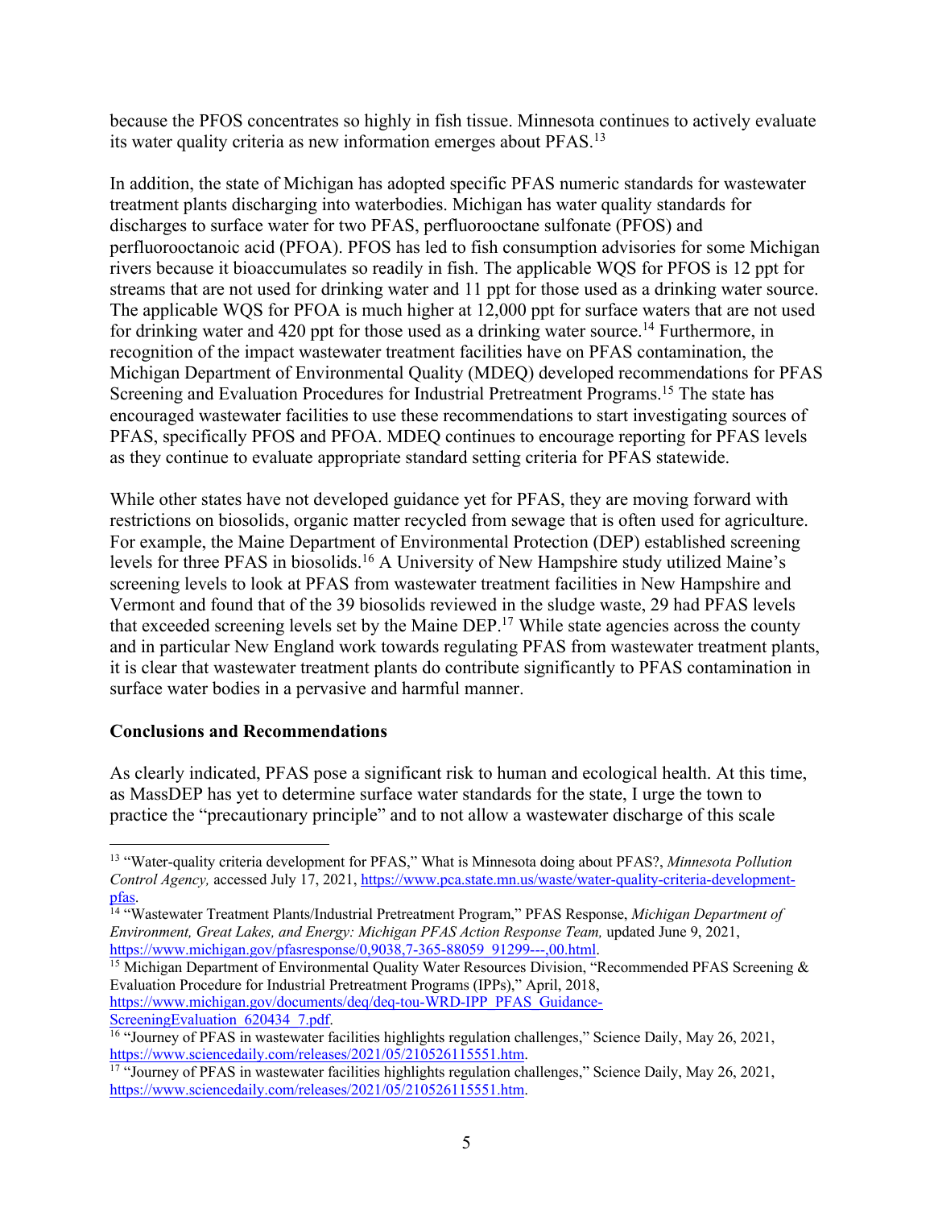because the PFOS concentrates so highly in fish tissue. Minnesota continues to actively evaluate its water quality criteria as new information emerges about PFAS.[13]

In addition, the state of Michigan has adopted specific PFAS numeric standards for wastewater treatment plants discharging into waterbodies. Michigan has water quality standards for discharges to surface water for two PFAS, perfluorooctane sulfonate (PFOS) and perfluorooctanoic acid (PFOA). PFOS has led to fish consumption advisories for some Michigan rivers because it bioaccumulates so readily in fish. The applicable WQS for PFOS is 12 ppt for streams that are not used for drinking water and 11 ppt for those used as a drinking water source. The applicable WQS for PFOA is much higher at 12,000 ppt for surface waters that are not used for drinking water and 420 ppt for those used as a drinking water source.[14] Furthermore, in recognition of the impact wastewater treatment facilities have on PFAS contamination, the Michigan Department of Environmental Quality (MDEQ) developed recommendations for PFAS Screening and Evaluation Procedures for Industrial Pretreatment Programs.[15] The state has encouraged wastewater facilities to use these recommendations to start investigating sources of PFAS, specifically PFOS and PFOA. MDEQ continues to encourage reporting for PFAS levels as they continue to evaluate appropriate standard setting criteria for PFAS statewide.

While other states have not developed guidance yet for PFAS, they are moving forward with restrictions on biosolids, organic matter recycled from sewage that is often used for agriculture. For example, the Maine Department of Environmental Protection (DEP) established screening levels for three PFAS in biosolids.[16] A University of New Hampshire study utilized Maine's screening levels to look at PFAS from wastewater treatment facilities in New Hampshire and Vermont and found that of the 39 biosolids reviewed in the sludge waste, 29 had PFAS levels that exceeded screening levels set by the Maine DEP.[17] While state agencies across the county and in particular New England work towards regulating PFAS from wastewater treatment plants, it is clear that wastewater treatment plants do contribute significantly to PFAS contamination in surface water bodies in a pervasive and harmful manner.

**Conclusions and Recommendations**

As clearly indicated, PFAS pose a significant risk to human and ecological health. At this time, as MassDEP has yet to determine surface water standards for the state, I urge the town to practice the "precautionary principle" and to not allow a wastewater discharge of this scale

---

[13] "Water-quality criteria development for PFAS," What is Minnesota doing about PFAS?, *Minnesota Pollution Control Agency,* accessed July 17, 2021, https://www.pca.state.mn.us/waste/water-quality-criteria-development-pfas.

[14] "Wastewater Treatment Plants/Industrial Pretreatment Program," PFAS Response, *Michigan Department of Environment, Great Lakes, and Energy: Michigan PFAS Action Response Team,* updated June 9, 2021, https://www.michigan.gov/pfasresponse/0,9038,7-365-88059_91299---,00.html.

[15] Michigan Department of Environmental Quality Water Resources Division, "Recommended PFAS Screening & Evaluation Procedure for Industrial Pretreatment Programs (IPPs)," April, 2018, https://www.michigan.gov/documents/deq/deq-tou-WRD-IPP_PFAS_Guidance-ScreeningEvaluation_620434_7.pdf.

[16] "Journey of PFAS in wastewater facilities highlights regulation challenges," Science Daily, May 26, 2021, https://www.sciencedaily.com/releases/2021/05/210526115551.htm.

[17] "Journey of PFAS in wastewater facilities highlights regulation challenges," Science Daily, May 26, 2021, https://www.sciencedaily.com/releases/2021/05/210526115551.htm.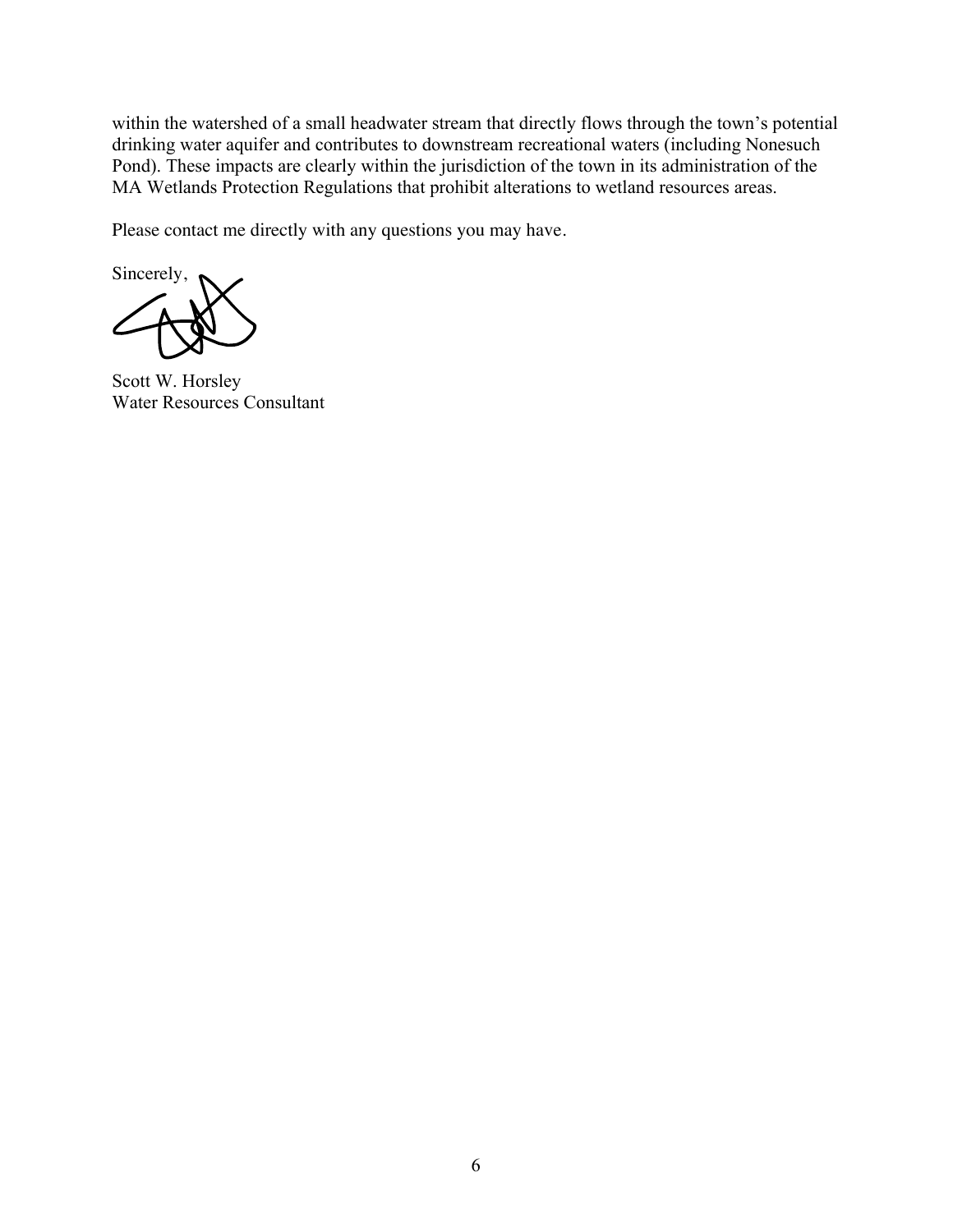within the watershed of a small headwater stream that directly flows through the town's potential drinking water aquifer and contributes to downstream recreational waters (including Nonesuch Pond). These impacts are clearly within the jurisdiction of the town in its administration of the MA Wetlands Protection Regulations that prohibit alterations to wetland resources areas.

Please contact me directly with any questions you may have.

Sincerely,

Scott W. Horsley
Water Resources Consultant